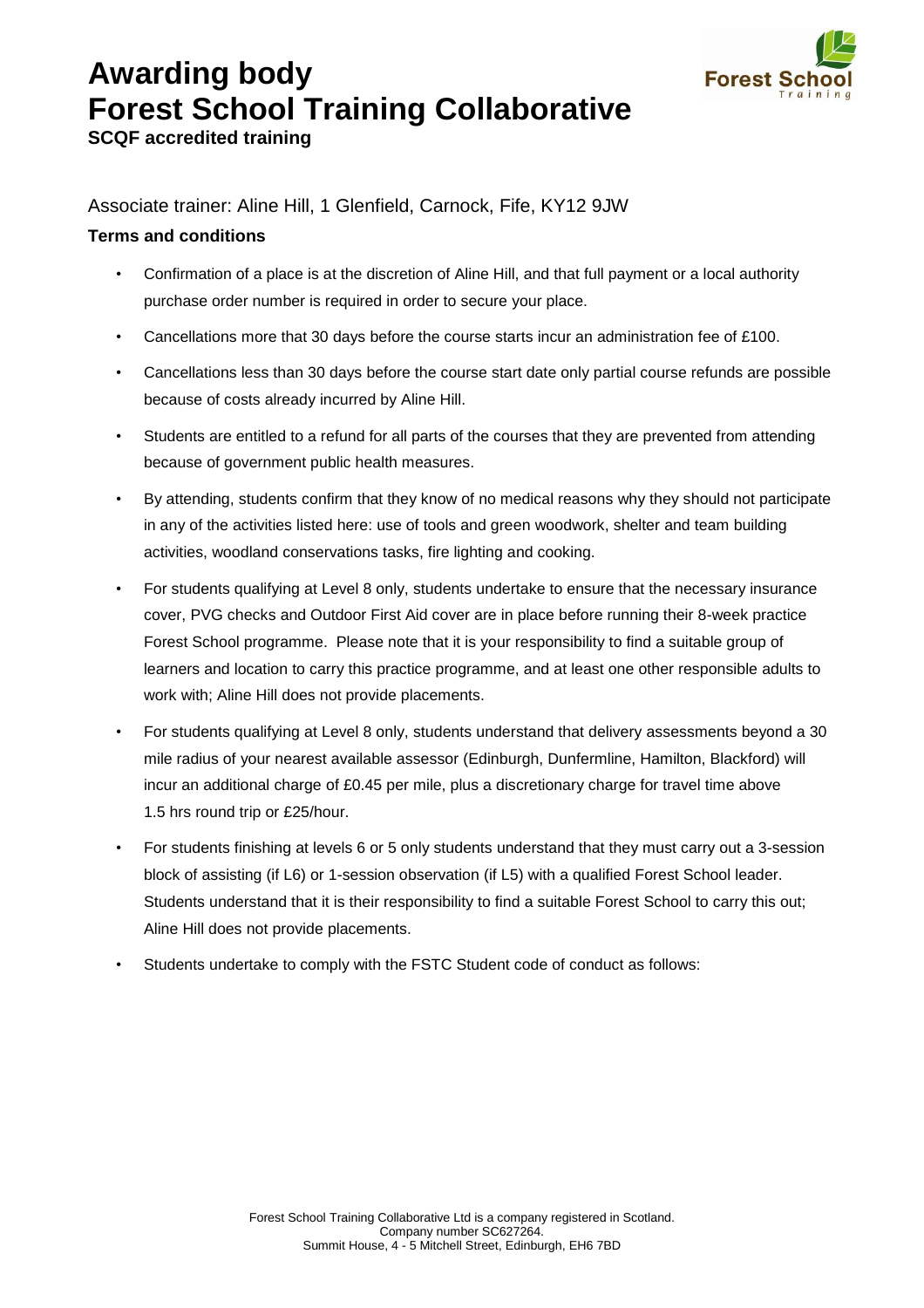# Awarding body
# Forest School Training Collaborative

**SCQF accredited training**

Associate trainer: Aline Hill, 1 Glenfield, Carnock, Fife, KY12 9JW

**Terms and conditions**

- Confirmation of a place is at the discretion of Aline Hill, and that full payment or a local authority purchase order number is required in order to secure your place.
- Cancellations more that 30 days before the course starts incur an administration fee of £100.
- Cancellations less than 30 days before the course start date only partial course refunds are possible because of costs already incurred by Aline Hill.
- Students are entitled to a refund for all parts of the courses that they are prevented from attending because of government public health measures.
- By attending, students confirm that they know of no medical reasons why they should not participate in any of the activities listed here: use of tools and green woodwork, shelter and team building activities, woodland conservations tasks, fire lighting and cooking.
- For students qualifying at Level 8 only, students undertake to ensure that the necessary insurance cover, PVG checks and Outdoor First Aid cover are in place before running their 8-week practice Forest School programme. Please note that it is your responsibility to find a suitable group of learners and location to carry this practice programme, and at least one other responsible adults to work with; Aline Hill does not provide placements.
- For students qualifying at Level 8 only, students understand that delivery assessments beyond a 30 mile radius of your nearest available assessor (Edinburgh, Dunfermline, Hamilton, Blackford) will incur an additional charge of £0.45 per mile, plus a discretionary charge for travel time above 1.5 hrs round trip or £25/hour.
- For students finishing at levels 6 or 5 only students understand that they must carry out a 3-session block of assisting (if L6) or 1-session observation (if L5) with a qualified Forest School leader. Students understand that it is their responsibility to find a suitable Forest School to carry this out; Aline Hill does not provide placements.
- Students undertake to comply with the FSTC Student code of conduct as follows:

Forest School Training Collaborative Ltd is a company registered in Scotland.
Company number SC627264.
Summit House, 4 - 5 Mitchell Street, Edinburgh, EH6 7BD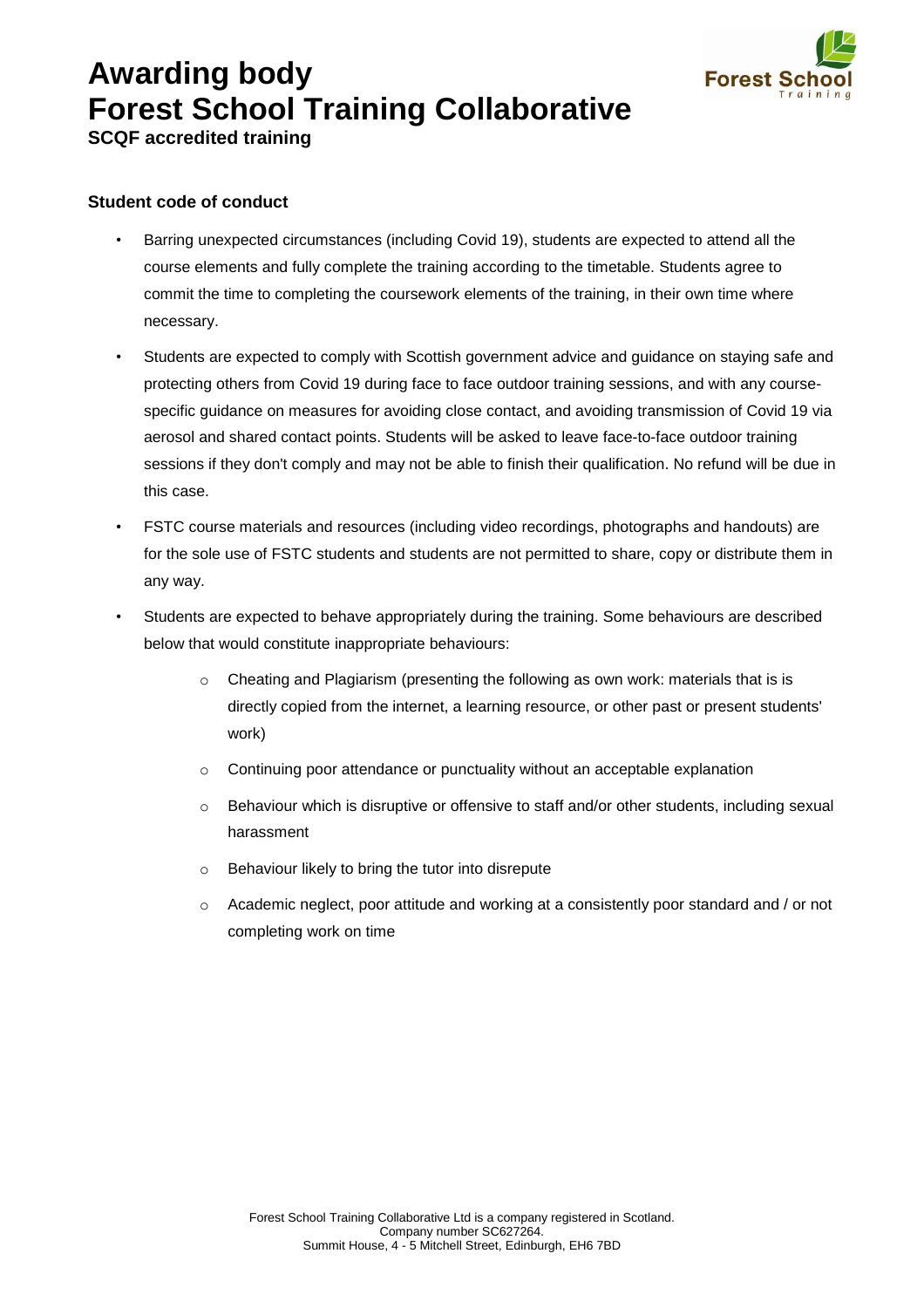# Awarding body
# Forest School Training Collaborative
**SCQF accredited training**

### Student code of conduct

- Barring unexpected circumstances (including Covid 19), students are expected to attend all the course elements and fully complete the training according to the timetable. Students agree to commit the time to completing the coursework elements of the training, in their own time where necessary.
- Students are expected to comply with Scottish government advice and guidance on staying safe and protecting others from Covid 19 during face to face outdoor training sessions, and with any course-specific guidance on measures for avoiding close contact, and avoiding transmission of Covid 19 via aerosol and shared contact points. Students will be asked to leave face-to-face outdoor training sessions if they don't comply and may not be able to finish their qualification. No refund will be due in this case.
- FSTC course materials and resources (including video recordings, photographs and handouts) are for the sole use of FSTC students and students are not permitted to share, copy or distribute them in any way.
- Students are expected to behave appropriately during the training. Some behaviours are described below that would constitute inappropriate behaviours:
    - Cheating and Plagiarism (presenting the following as own work: materials that is is directly copied from the internet, a learning resource, or other past or present students' work)
    - Continuing poor attendance or punctuality without an acceptable explanation
    - Behaviour which is disruptive or offensive to staff and/or other students, including sexual harassment
    - Behaviour likely to bring the tutor into disrepute
    - Academic neglect, poor attitude and working at a consistently poor standard and / or not completing work on time

Forest School Training Collaborative Ltd is a company registered in Scotland.
Company number SC627264.
Summit House, 4 - 5 Mitchell Street, Edinburgh, EH6 7BD